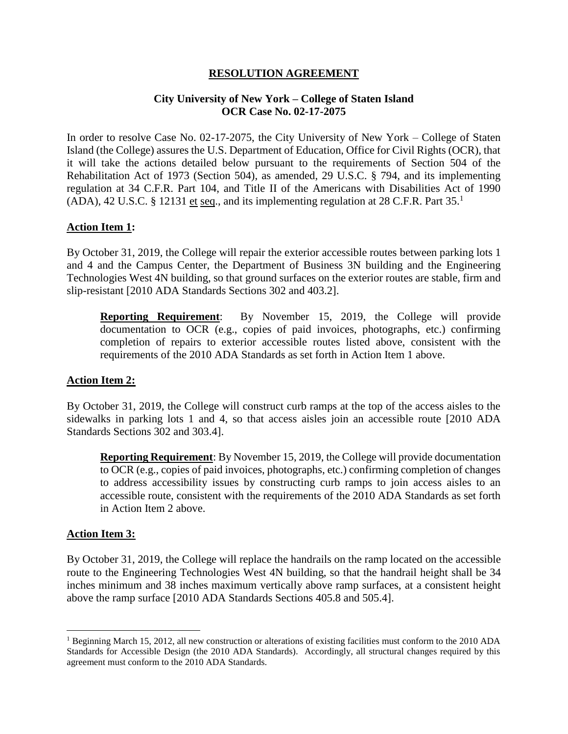# RESOLUTION AGREEMENT

## City University of New York – College of Staten Island
## OCR Case No. 02-17-2075

In order to resolve Case No. 02-17-2075, the City University of New York – College of Staten Island (the College) assures the U.S. Department of Education, Office for Civil Rights (OCR), that it will take the actions detailed below pursuant to the requirements of Section 504 of the Rehabilitation Act of 1973 (Section 504), as amended, 29 U.S.C. § 794, and its implementing regulation at 34 C.F.R. Part 104, and Title II of the Americans with Disabilities Act of 1990 (ADA), 42 U.S.C. § 12131 et seq., and its implementing regulation at 28 C.F.R. Part 35.[1]

**Action Item 1:**

By October 31, 2019, the College will repair the exterior accessible routes between parking lots 1 and 4 and the Campus Center, the Department of Business 3N building and the Engineering Technologies West 4N building, so that ground surfaces on the exterior routes are stable, firm and slip-resistant [2010 ADA Standards Sections 302 and 403.2].

> **Reporting Requirement**: By November 15, 2019, the College will provide documentation to OCR (e.g., copies of paid invoices, photographs, etc.) confirming completion of repairs to exterior accessible routes listed above, consistent with the requirements of the 2010 ADA Standards as set forth in Action Item 1 above.

**Action Item 2:**

By October 31, 2019, the College will construct curb ramps at the top of the access aisles to the sidewalks in parking lots 1 and 4, so that access aisles join an accessible route [2010 ADA Standards Sections 302 and 303.4].

> **Reporting Requirement**: By November 15, 2019, the College will provide documentation to OCR (e.g., copies of paid invoices, photographs, etc.) confirming completion of changes to address accessibility issues by constructing curb ramps to join access aisles to an accessible route, consistent with the requirements of the 2010 ADA Standards as set forth in Action Item 2 above.

**Action Item 3:**

By October 31, 2019, the College will replace the handrails on the ramp located on the accessible route to the Engineering Technologies West 4N building, so that the handrail height shall be 34 inches minimum and 38 inches maximum vertically above ramp surfaces, at a consistent height above the ramp surface [2010 ADA Standards Sections 405.8 and 505.4].

---

[1] Beginning March 15, 2012, all new construction or alterations of existing facilities must conform to the 2010 ADA Standards for Accessible Design (the 2010 ADA Standards). Accordingly, all structural changes required by this agreement must conform to the 2010 ADA Standards.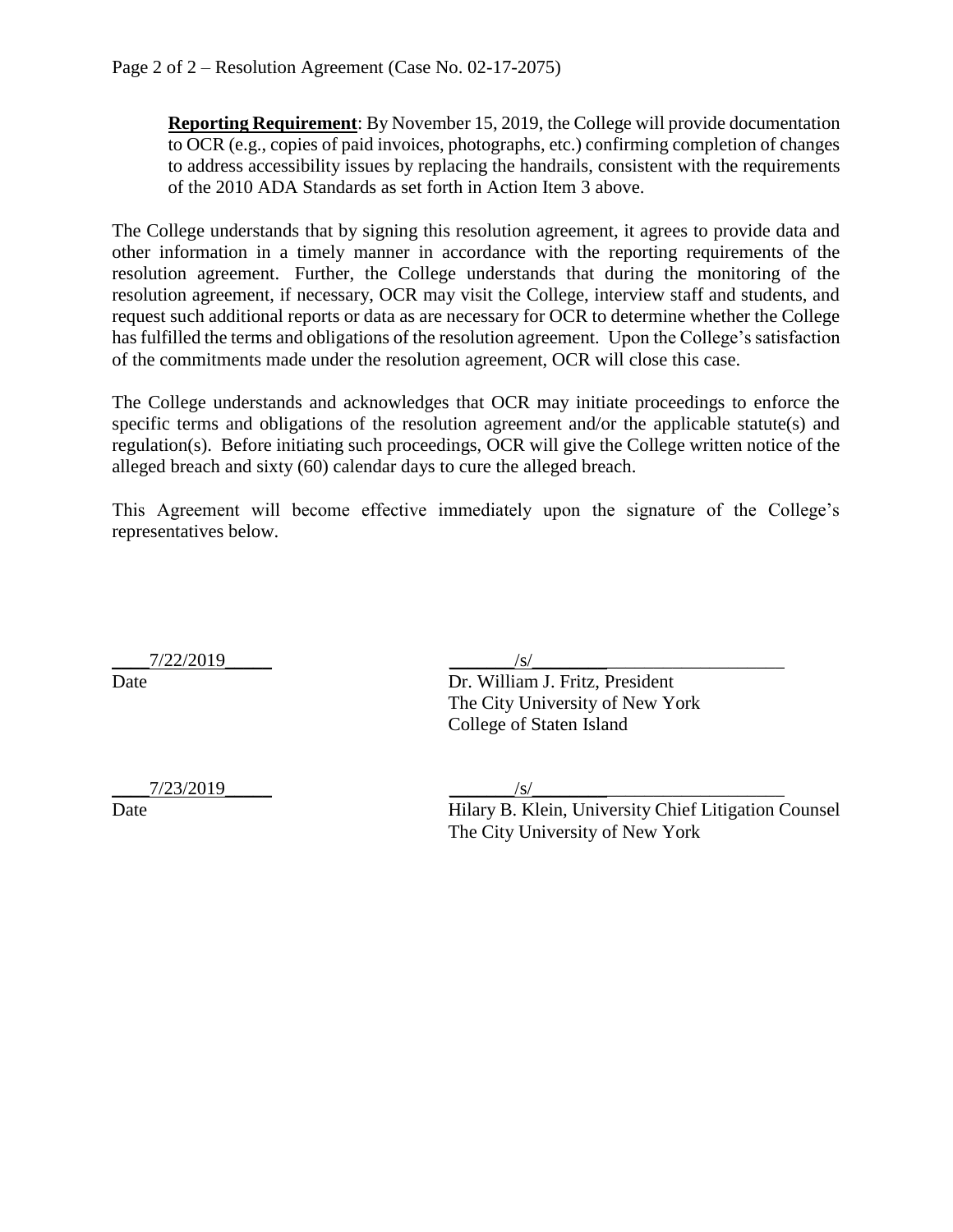**Reporting Requirement**: By November 15, 2019, the College will provide documentation to OCR (e.g., copies of paid invoices, photographs, etc.) confirming completion of changes to address accessibility issues by replacing the handrails, consistent with the requirements of the 2010 ADA Standards as set forth in Action Item 3 above.

The College understands that by signing this resolution agreement, it agrees to provide data and other information in a timely manner in accordance with the reporting requirements of the resolution agreement. Further, the College understands that during the monitoring of the resolution agreement, if necessary, OCR may visit the College, interview staff and students, and request such additional reports or data as are necessary for OCR to determine whether the College has fulfilled the terms and obligations of the resolution agreement. Upon the College's satisfaction of the commitments made under the resolution agreement, OCR will close this case.

The College understands and acknowledges that OCR may initiate proceedings to enforce the specific terms and obligations of the resolution agreement and/or the applicable statute(s) and regulation(s). Before initiating such proceedings, OCR will give the College written notice of the alleged breach and sixty (60) calendar days to cure the alleged breach.

This Agreement will become effective immediately upon the signature of the College's representatives below.

7/22/2019
Date

/s/
Dr. William J. Fritz, President
The City University of New York
College of Staten Island

7/23/2019
Date

/s/
Hilary B. Klein, University Chief Litigation Counsel
The City University of New York